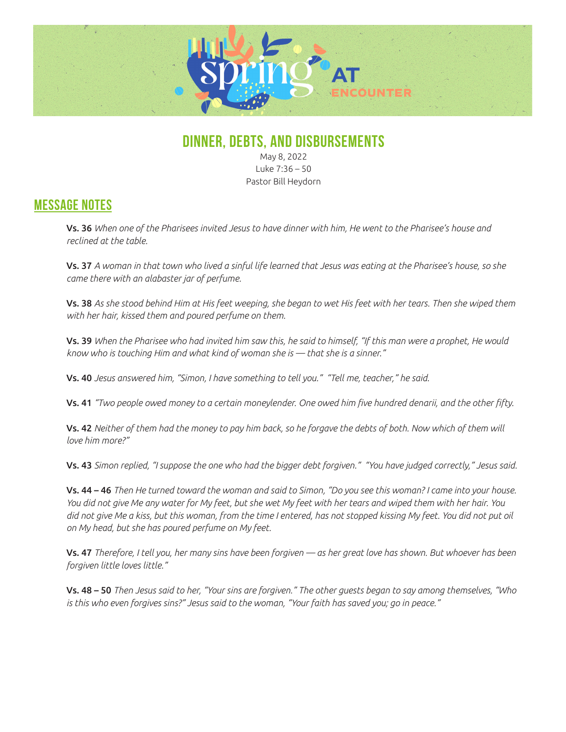# DINNER, DEBTS, AND DISBURSEMENTS

May 8, 2022
Luke 7:36 – 50
Pastor Bill Heydorn

## MESSAGE NOTES

**Vs. 36** *When one of the Pharisees invited Jesus to have dinner with him, He went to the Pharisee's house and reclined at the table.*

**Vs. 37** *A woman in that town who lived a sinful life learned that Jesus was eating at the Pharisee's house, so she came there with an alabaster jar of perfume.*

**Vs. 38** *As she stood behind Him at His feet weeping, she began to wet His feet with her tears. Then she wiped them with her hair, kissed them and poured perfume on them.*

**Vs. 39** *When the Pharisee who had invited him saw this, he said to himself, "If this man were a prophet, He would know who is touching Him and what kind of woman she is — that she is a sinner."*

**Vs. 40** *Jesus answered him, "Simon, I have something to tell you." "Tell me, teacher," he said.*

**Vs. 41** *"Two people owed money to a certain moneylender. One owed him five hundred denarii, and the other fifty.*

**Vs. 42** *Neither of them had the money to pay him back, so he forgave the debts of both. Now which of them will love him more?"*

**Vs. 43** *Simon replied, "I suppose the one who had the bigger debt forgiven." "You have judged correctly," Jesus said.*

**Vs. 44 – 46** *Then He turned toward the woman and said to Simon, "Do you see this woman? I came into your house. You did not give Me any water for My feet, but she wet My feet with her tears and wiped them with her hair. You did not give Me a kiss, but this woman, from the time I entered, has not stopped kissing My feet. You did not put oil on My head, but she has poured perfume on My feet.*

**Vs. 47** *Therefore, I tell you, her many sins have been forgiven — as her great love has shown. But whoever has been forgiven little loves little."*

**Vs. 48 – 50** *Then Jesus said to her, "Your sins are forgiven." The other guests began to say among themselves, "Who is this who even forgives sins?" Jesus said to the woman, "Your faith has saved you; go in peace."*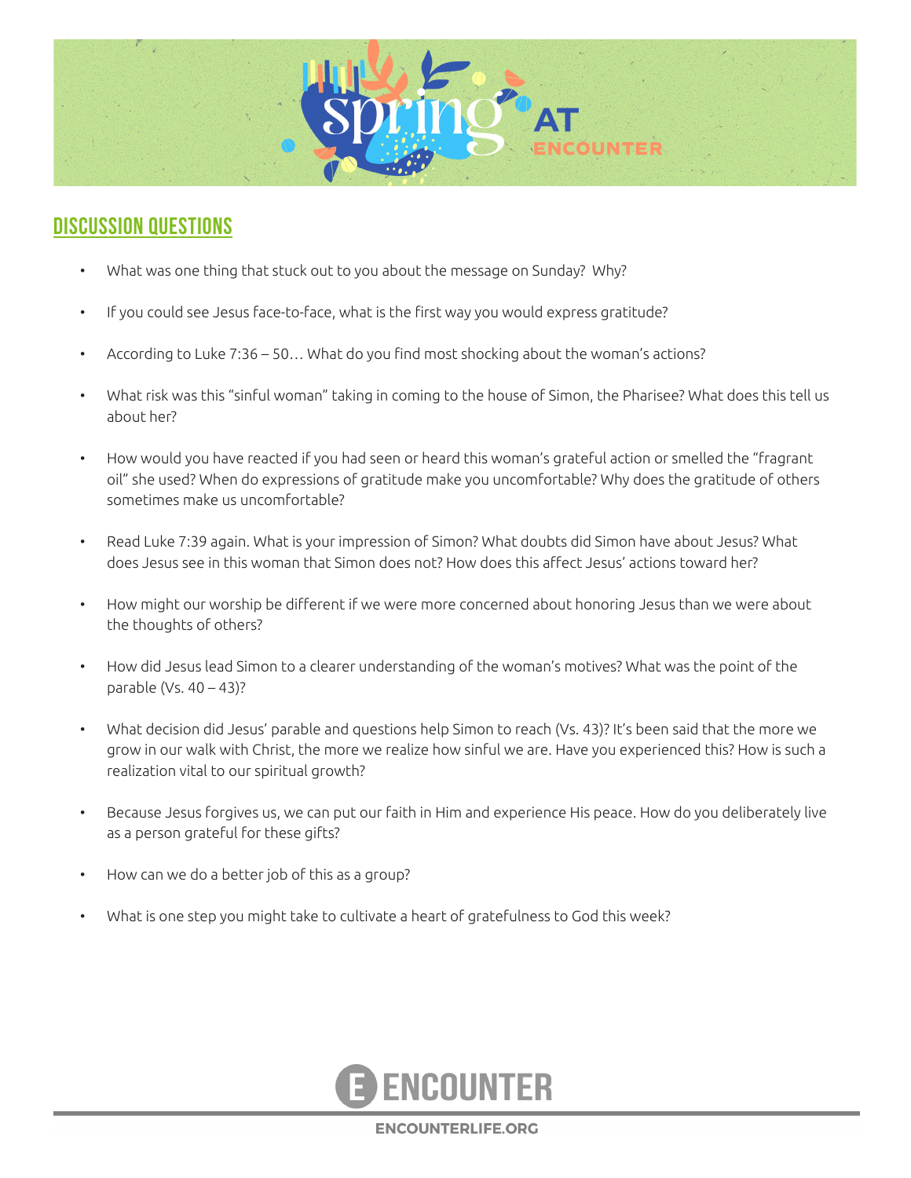## DISCUSSION QUESTIONS

- What was one thing that stuck out to you about the message on Sunday? Why?
- If you could see Jesus face-to-face, what is the first way you would express gratitude?
- According to Luke 7:36 – 50… What do you find most shocking about the woman's actions?
- What risk was this "sinful woman" taking in coming to the house of Simon, the Pharisee? What does this tell us about her?
- How would you have reacted if you had seen or heard this woman's grateful action or smelled the "fragrant oil" she used? When do expressions of gratitude make you uncomfortable? Why does the gratitude of others sometimes make us uncomfortable?
- Read Luke 7:39 again. What is your impression of Simon? What doubts did Simon have about Jesus? What does Jesus see in this woman that Simon does not? How does this affect Jesus' actions toward her?
- How might our worship be different if we were more concerned about honoring Jesus than we were about the thoughts of others?
- How did Jesus lead Simon to a clearer understanding of the woman's motives? What was the point of the parable (Vs. 40 – 43)?
- What decision did Jesus' parable and questions help Simon to reach (Vs. 43)? It's been said that the more we grow in our walk with Christ, the more we realize how sinful we are. Have you experienced this? How is such a realization vital to our spiritual growth?
- Because Jesus forgives us, we can put our faith in Him and experience His peace. How do you deliberately live as a person grateful for these gifts?
- How can we do a better job of this as a group?
- What is one step you might take to cultivate a heart of gratefulness to God this week?